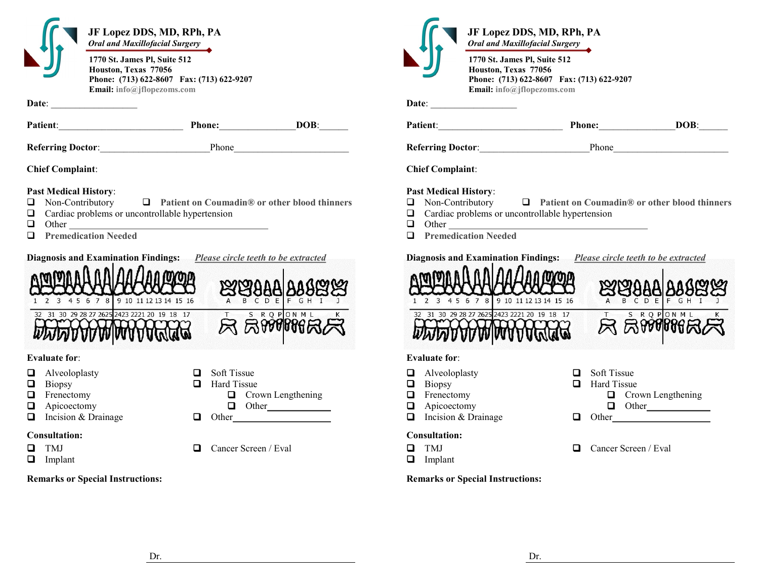**JF Lopez DDS, MD, RPh, PA**
*Oral and Maxillofacial Surgery*

**1770 St. James Pl, Suite 512**
**Houston, Texas 77056**
**Phone: (713) 622-8607 Fax: (713) 622-9207**
**Email:** info@jflopezoms.com

**Date**: __________________

**Patient**:__________________________ **Phone:**________________**DOB**:______

**Referring Doctor**:_______________________Phone________________________

**Chief Complaint**:

**Past Medical History**:

- ❑ Non-Contributory
- ❑ **Patient on Coumadin® or other blood thinners**
- ❑ Cardiac problems or uncontrollable hypertension
- ❑ Other ___________________________________________
- ❑ **Premedication Needed**

**Diagnosis and Examination Findings:** ***Please circle teeth to be extracted***

1 2 3 4 5 6 7 8 | 9 10 11 12 13 14 15 16 A B C D E | F G H I J

32 31 30 29 28 27 26 25 | 24 23 22 21 20 19 18 17 T S R Q P | O N M L K

**Evaluate for**:

- ❑ Alveoloplasty
- ❑ Biopsy
- ❑ Frenectomy
- ❑ Apicoectomy
- ❑ Incision & Drainage
- ❑ Soft Tissue
- ❑ Hard Tissue
  - ❑ Crown Lengthening
  - ❑ Other_____________
- ❑ Other____________________

**Consultation:**

- ❑ TMJ
- ❑ Implant
- ❑ Cancer Screen / Eval

**Remarks or Special Instructions:**

Dr. ______________________________________________

---

**JF Lopez DDS, MD, RPh, PA**
*Oral and Maxillofacial Surgery*

**1770 St. James Pl, Suite 512**
**Houston, Texas 77056**
**Phone: (713) 622-8607 Fax: (713) 622-9207**
**Email:** info@jflopezoms.com

**Date**: __________________

**Patient**:__________________________ **Phone:**________________**DOB**:______

**Referring Doctor**:_______________________Phone________________________

**Chief Complaint**:

**Past Medical History**:

- ❑ Non-Contributory
- ❑ **Patient on Coumadin® or other blood thinners**
- ❑ Cardiac problems or uncontrollable hypertension
- ❑ Other ___________________________________________
- ❑ **Premedication Needed**

**Diagnosis and Examination Findings:** ***Please circle teeth to be extracted***

1 2 3 4 5 6 7 8 | 9 10 11 12 13 14 15 16 A B C D E | F G H I J

32 31 30 29 28 27 26 25 | 24 23 22 21 20 19 18 17 T S R Q P | O N M L K

**Evaluate for**:

- ❑ Alveoloplasty
- ❑ Biopsy
- ❑ Frenectomy
- ❑ Apicoectomy
- ❑ Incision & Drainage
- ❑ Soft Tissue
- ❑ Hard Tissue
  - ❑ Crown Lengthening
  - ❑ Other_____________
- ❑ Other____________________

**Consultation:**

- ❑ TMJ
- ❑ Implant
- ❑ Cancer Screen / Eval

**Remarks or Special Instructions:**

Dr. ______________________________________________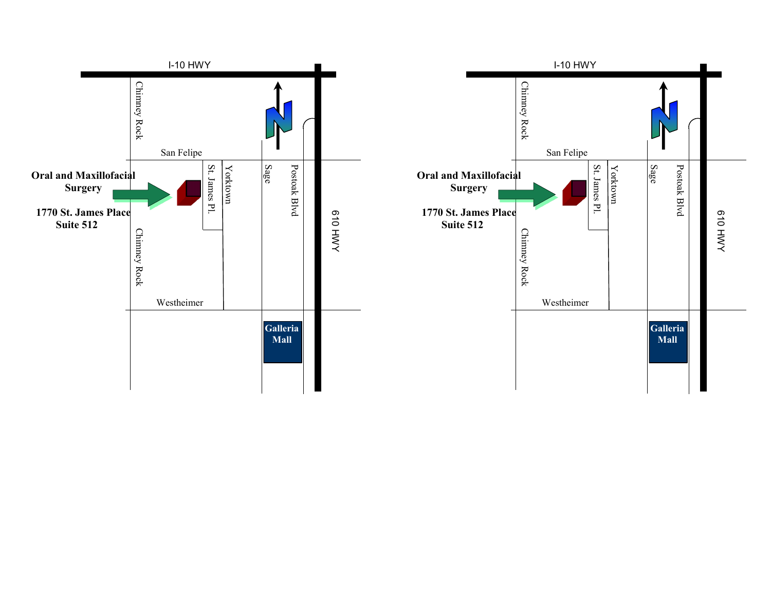I-10 HWY

Chimney Rock

San Felipe

**Oral and Maxillofacial Surgery**

**1770 St. James Place**
**Suite 512**

St. James Pl.

Yorktown

Sage

Postoak Blvd

610 HWY

Chimney Rock

Westheimer

**Galleria Mall**

I-10 HWY

Chimney Rock

San Felipe

**Oral and Maxillofacial Surgery**

**1770 St. James Place**
**Suite 512**

St. James Pl.

Yorktown

Sage

Postoak Blvd

610 HWY

Chimney Rock

Westheimer

**Galleria Mall**